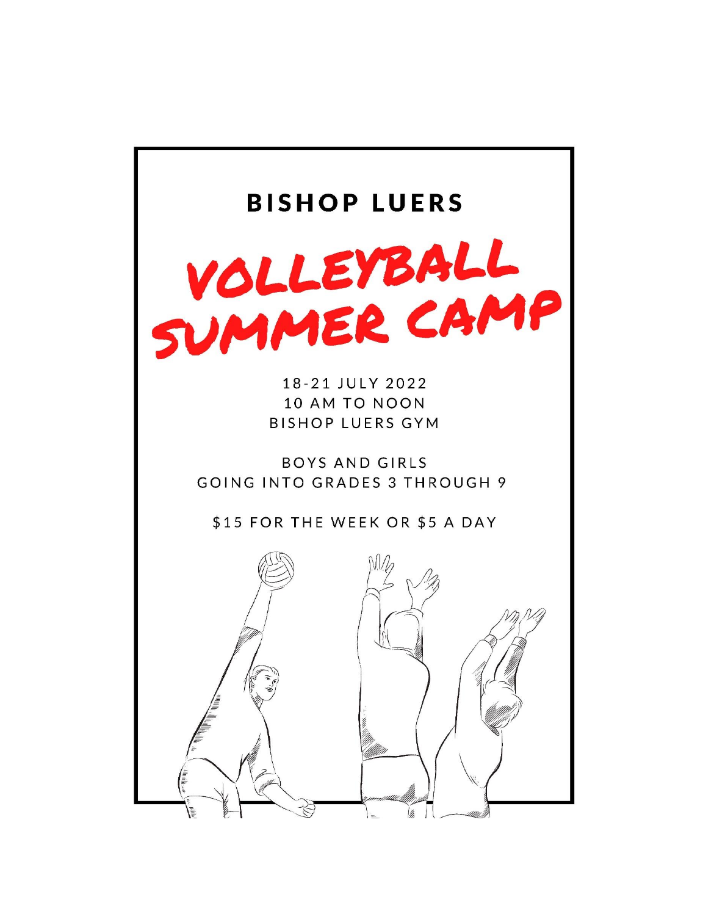## BISHOP LUERS

# VOLLEYBALL SUMMER CAMP

18-21 JULY 2022
10 AM TO NOON
BISHOP LUERS GYM

BOYS AND GIRLS
GOING INTO GRADES 3 THROUGH 9

$15 FOR THE WEEK OR $5 A DAY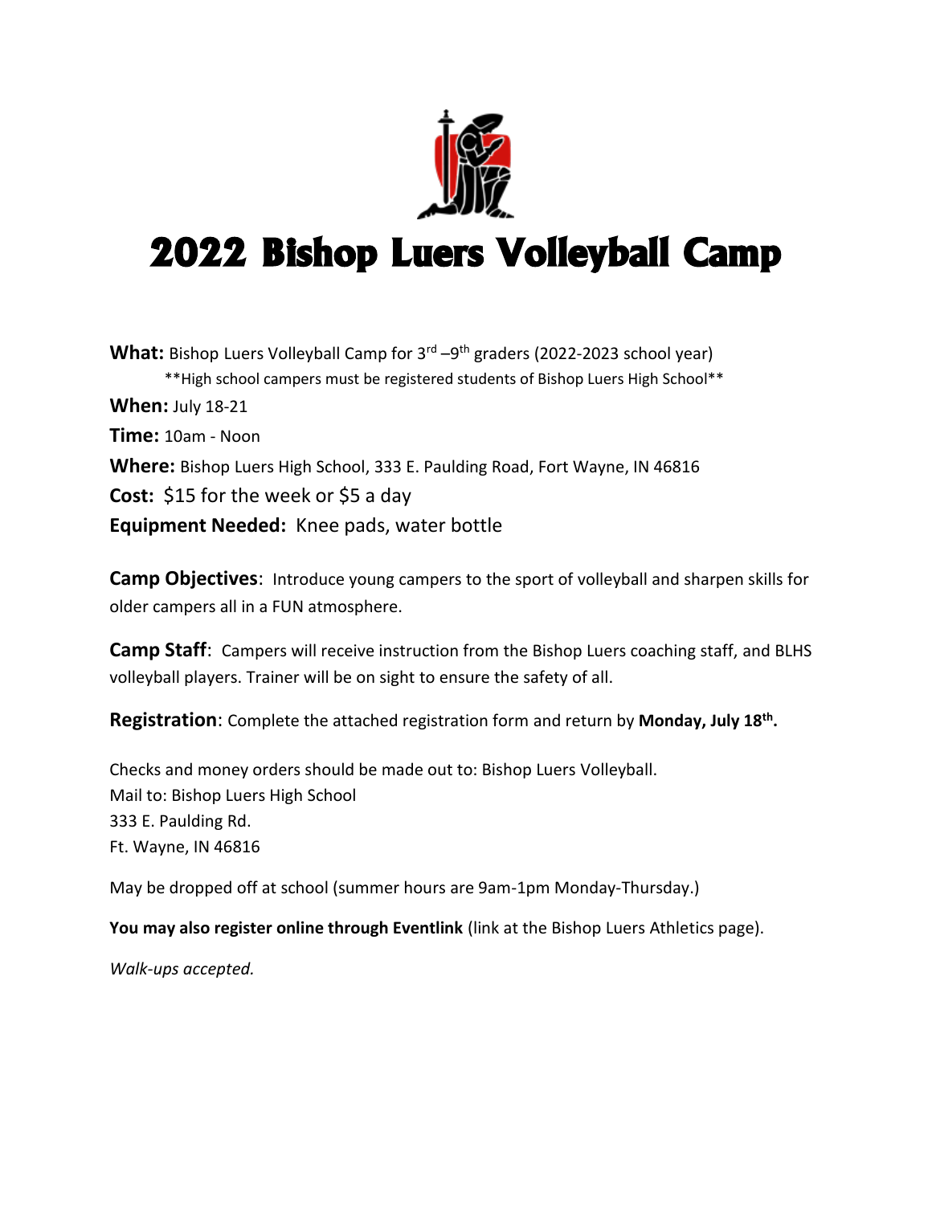# 2022 Bishop Luers Volleyball Camp

**What:** Bishop Luers Volleyball Camp for 3rd –9th graders (2022-2023 school year)

\*\*High school campers must be registered students of Bishop Luers High School\*\*

**When:** July 18-21

**Time:** 10am - Noon

**Where:** Bishop Luers High School, 333 E. Paulding Road, Fort Wayne, IN 46816

**Cost:** $15 for the week or $5 a day

**Equipment Needed:** Knee pads, water bottle

**Camp Objectives**: Introduce young campers to the sport of volleyball and sharpen skills for older campers all in a FUN atmosphere.

**Camp Staff**: Campers will receive instruction from the Bishop Luers coaching staff, and BLHS volleyball players. Trainer will be on sight to ensure the safety of all.

**Registration**: Complete the attached registration form and return by **Monday, July 18th.**

Checks and money orders should be made out to: Bishop Luers Volleyball.
Mail to: Bishop Luers High School
333 E. Paulding Rd.
Ft. Wayne, IN 46816

May be dropped off at school (summer hours are 9am-1pm Monday-Thursday.)

**You may also register online through Eventlink** (link at the Bishop Luers Athletics page).

*Walk-ups accepted.*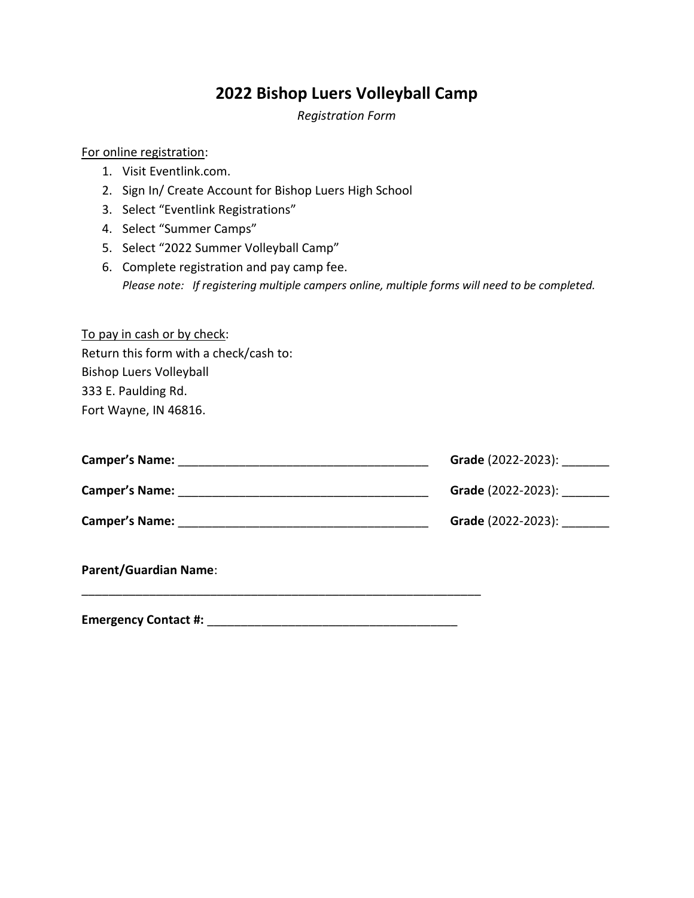# 2022 Bishop Luers Volleyball Camp

*Registration Form*

For online registration:

1. Visit Eventlink.com.
2. Sign In/ Create Account for Bishop Luers High School
3. Select "Eventlink Registrations"
4. Select "Summer Camps"
5. Select "2022 Summer Volleyball Camp"
6. Complete registration and pay camp fee.
   *Please note: If registering multiple campers online, multiple forms will need to be completed.*

To pay in cash or by check:
Return this form with a check/cash to:
Bishop Luers Volleyball
333 E. Paulding Rd.
Fort Wayne, IN 46816.

**Camper's Name:** _____________________________________ **Grade** (2022-2023): _______

**Camper's Name:** _____________________________________ **Grade** (2022-2023): _______

**Camper's Name:** _____________________________________ **Grade** (2022-2023): _______

**Parent/Guardian Name**:
____________________________________________________________

**Emergency Contact #:** _____________________________________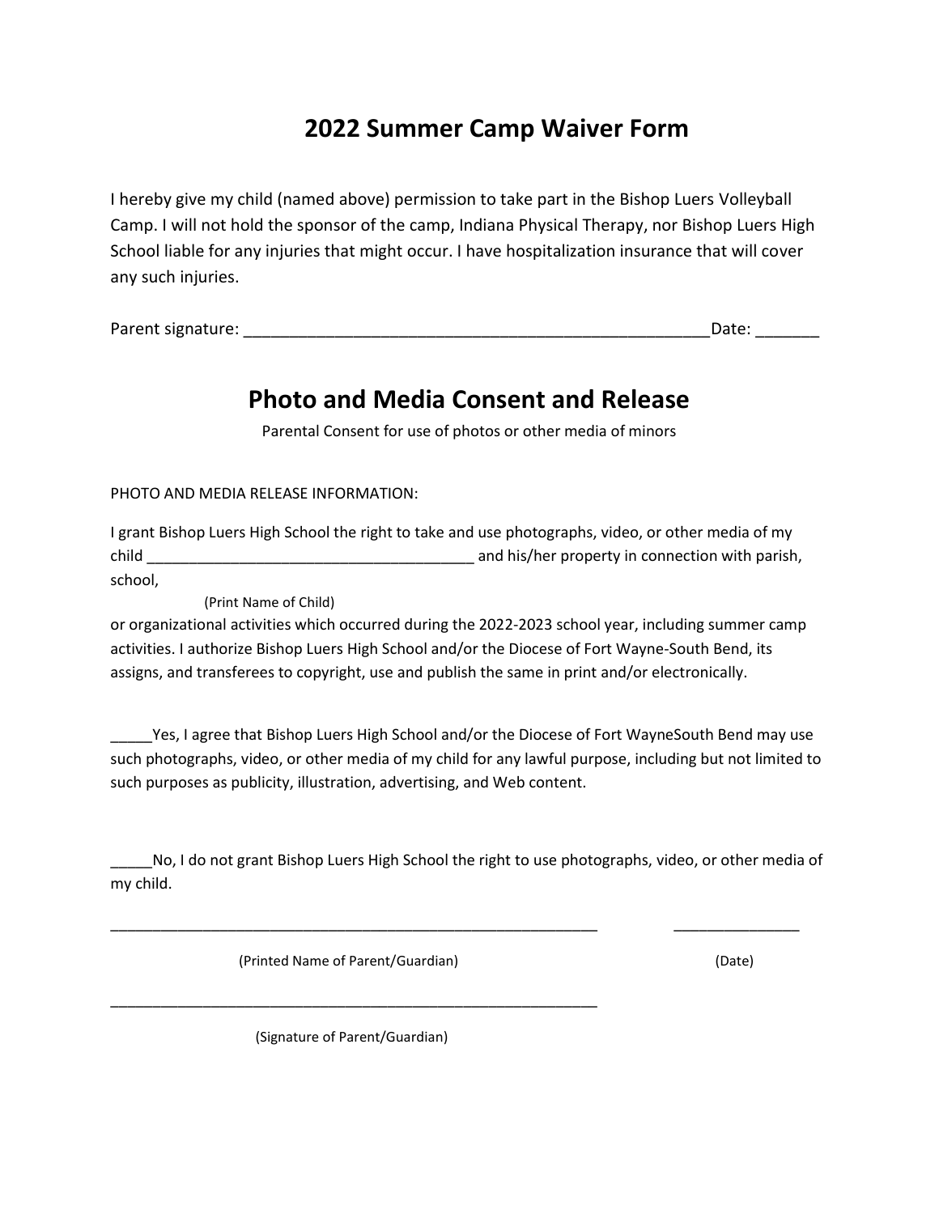# 2022 Summer Camp Waiver Form

I hereby give my child (named above) permission to take part in the Bishop Luers Volleyball Camp. I will not hold the sponsor of the camp, Indiana Physical Therapy, nor Bishop Luers High School liable for any injuries that might occur. I have hospitalization insurance that will cover any such injuries.

Parent signature: _____________________________________________________Date: _______

# Photo and Media Consent and Release

Parental Consent for use of photos or other media of minors

PHOTO AND MEDIA RELEASE INFORMATION:

I grant Bishop Luers High School the right to take and use photographs, video, or other media of my child ______________________________________ and his/her property in connection with parish, school,

(Print Name of Child)

or organizational activities which occurred during the 2022-2023 school year, including summer camp activities. I authorize Bishop Luers High School and/or the Diocese of Fort Wayne-South Bend, its assigns, and transferees to copyright, use and publish the same in print and/or electronically.

_____Yes, I agree that Bishop Luers High School and/or the Diocese of Fort WayneSouth Bend may use such photographs, video, or other media of my child for any lawful purpose, including but not limited to such purposes as publicity, illustration, advertising, and Web content.

_____No, I do not grant Bishop Luers High School the right to use photographs, video, or other media of my child.

________________________________________________________ _______________

(Printed Name of Parent/Guardian) (Date)

________________________________________________________

(Signature of Parent/Guardian)